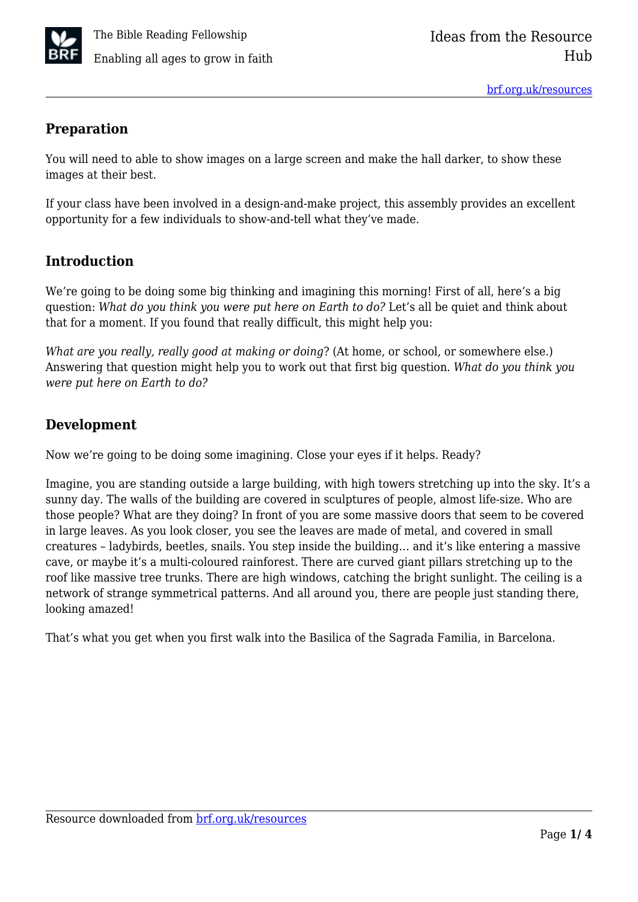## Preparation

You will need to able to show images on a large screen and make the hall darker, to show these images at their best.

If your class have been involved in a design-and-make project, this assembly provides an excellent opportunity for a few individuals to show-and-tell what they've made.

## Introduction

We're going to be doing some big thinking and imagining this morning! First of all, here's a big question: *What do you think you were put here on Earth to do?* Let's all be quiet and think about that for a moment. If you found that really difficult, this might help you:

*What are you really, really good at making or doing*? (At home, or school, or somewhere else.) Answering that question might help you to work out that first big question. *What do you think you were put here on Earth to do?*

## Development

Now we're going to be doing some imagining. Close your eyes if it helps. Ready?

Imagine, you are standing outside a large building, with high towers stretching up into the sky. It's a sunny day. The walls of the building are covered in sculptures of people, almost life-size. Who are those people? What are they doing? In front of you are some massive doors that seem to be covered in large leaves. As you look closer, you see the leaves are made of metal, and covered in small creatures – ladybirds, beetles, snails. You step inside the building… and it's like entering a massive cave, or maybe it's a multi-coloured rainforest. There are curved giant pillars stretching up to the roof like massive tree trunks. There are high windows, catching the bright sunlight. The ceiling is a network of strange symmetrical patterns. And all around you, there are people just standing there, looking amazed!

That's what you get when you first walk into the Basilica of the Sagrada Familia, in Barcelona.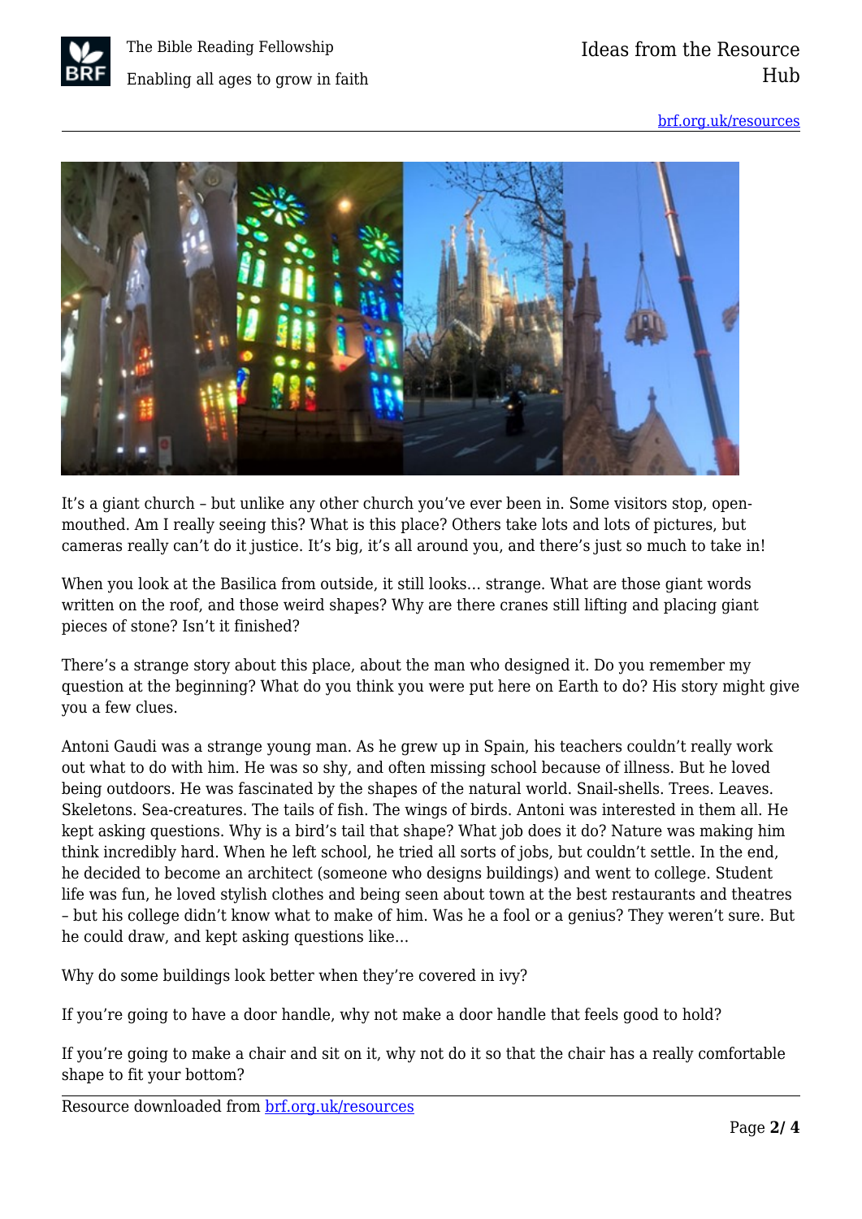It's a giant church – but unlike any other church you've ever been in. Some visitors stop, open-mouthed. Am I really seeing this? What is this place? Others take lots and lots of pictures, but cameras really can't do it justice. It's big, it's all around you, and there's just so much to take in!

When you look at the Basilica from outside, it still looks… strange. What are those giant words written on the roof, and those weird shapes? Why are there cranes still lifting and placing giant pieces of stone? Isn't it finished?

There's a strange story about this place, about the man who designed it. Do you remember my question at the beginning? What do you think you were put here on Earth to do? His story might give you a few clues.

Antoni Gaudi was a strange young man. As he grew up in Spain, his teachers couldn't really work out what to do with him. He was so shy, and often missing school because of illness. But he loved being outdoors. He was fascinated by the shapes of the natural world. Snail-shells. Trees. Leaves. Skeletons. Sea-creatures. The tails of fish. The wings of birds. Antoni was interested in them all. He kept asking questions. Why is a bird's tail that shape? What job does it do? Nature was making him think incredibly hard. When he left school, he tried all sorts of jobs, but couldn't settle. In the end, he decided to become an architect (someone who designs buildings) and went to college. Student life was fun, he loved stylish clothes and being seen about town at the best restaurants and theatres – but his college didn't know what to make of him. Was he a fool or a genius? They weren't sure. But he could draw, and kept asking questions like…

Why do some buildings look better when they're covered in ivy?

If you're going to have a door handle, why not make a door handle that feels good to hold?

If you're going to make a chair and sit on it, why not do it so that the chair has a really comfortable shape to fit your bottom?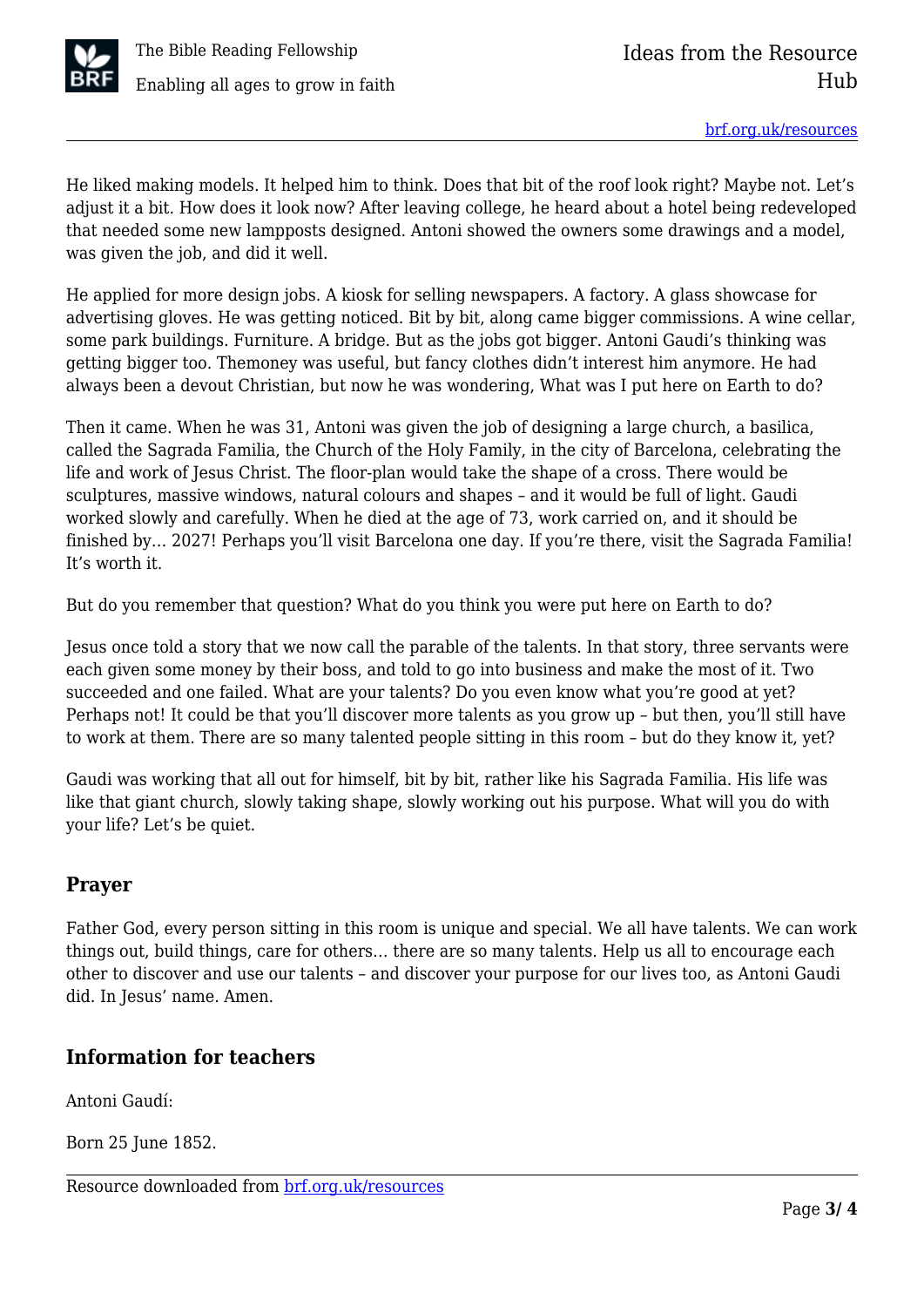He liked making models. It helped him to think. Does that bit of the roof look right? Maybe not. Let's adjust it a bit. How does it look now? After leaving college, he heard about a hotel being redeveloped that needed some new lampposts designed. Antoni showed the owners some drawings and a model, was given the job, and did it well.

He applied for more design jobs. A kiosk for selling newspapers. A factory. A glass showcase for advertising gloves. He was getting noticed. Bit by bit, along came bigger commissions. A wine cellar, some park buildings. Furniture. A bridge. But as the jobs got bigger. Antoni Gaudi's thinking was getting bigger too. Themoney was useful, but fancy clothes didn't interest him anymore. He had always been a devout Christian, but now he was wondering, What was I put here on Earth to do?

Then it came. When he was 31, Antoni was given the job of designing a large church, a basilica, called the Sagrada Familia, the Church of the Holy Family, in the city of Barcelona, celebrating the life and work of Jesus Christ. The floor-plan would take the shape of a cross. There would be sculptures, massive windows, natural colours and shapes – and it would be full of light. Gaudi worked slowly and carefully. When he died at the age of 73, work carried on, and it should be finished by… 2027! Perhaps you'll visit Barcelona one day. If you're there, visit the Sagrada Familia! It's worth it.

But do you remember that question? What do you think you were put here on Earth to do?

Jesus once told a story that we now call the parable of the talents. In that story, three servants were each given some money by their boss, and told to go into business and make the most of it. Two succeeded and one failed. What are your talents? Do you even know what you're good at yet? Perhaps not! It could be that you'll discover more talents as you grow up – but then, you'll still have to work at them. There are so many talented people sitting in this room – but do they know it, yet?

Gaudi was working that all out for himself, bit by bit, rather like his Sagrada Familia. His life was like that giant church, slowly taking shape, slowly working out his purpose. What will you do with your life? Let's be quiet.

## Prayer

Father God, every person sitting in this room is unique and special. We all have talents. We can work things out, build things, care for others… there are so many talents. Help us all to encourage each other to discover and use our talents – and discover your purpose for our lives too, as Antoni Gaudi did. In Jesus' name. Amen.

## Information for teachers

Antoni Gaudí:

Born 25 June 1852.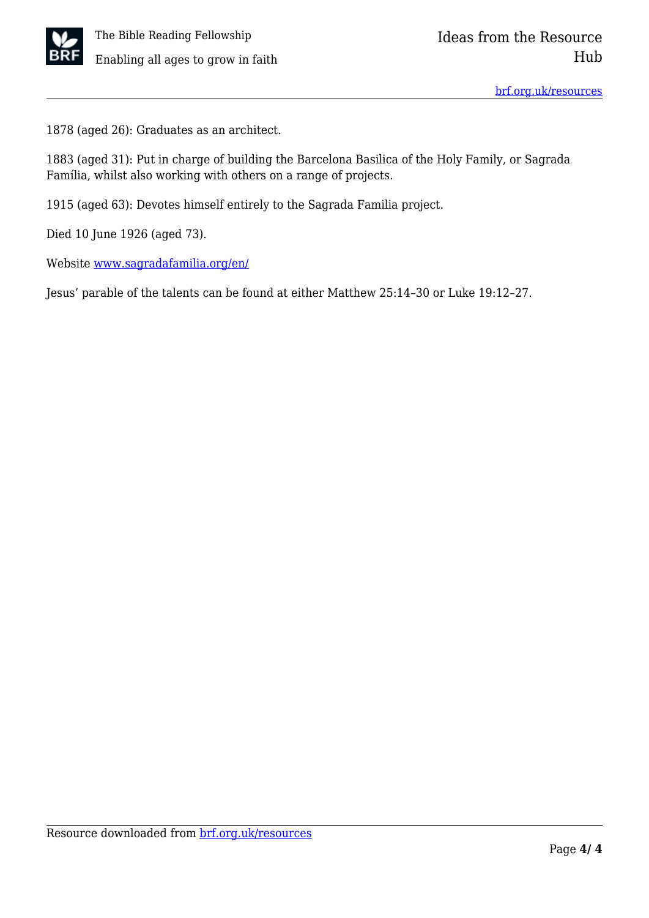1878 (aged 26): Graduates as an architect.

1883 (aged 31): Put in charge of building the Barcelona Basilica of the Holy Family, or Sagrada Família, whilst also working with others on a range of projects.

1915 (aged 63): Devotes himself entirely to the Sagrada Familia project.

Died 10 June 1926 (aged 73).

Website [www.sagradafamilia.org/en/](www.sagradafamilia.org/en/)

Jesus' parable of the talents can be found at either Matthew 25:14–30 or Luke 19:12–27.